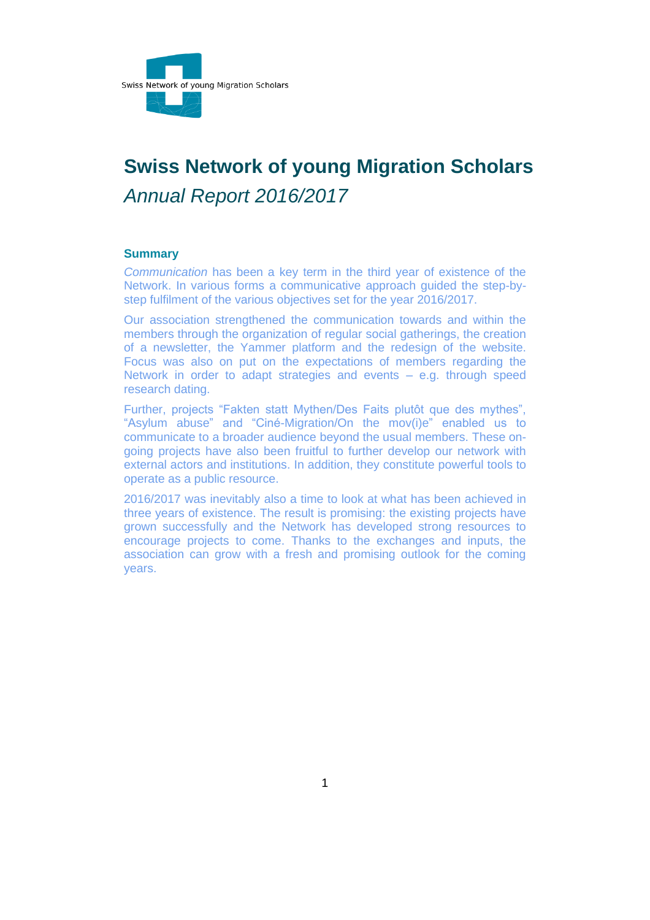Swiss Network of young Migration Scholars

# Swiss Network of young Migration Scholars

*Annual Report 2016/2017*

## Summary

*Communication* has been a key term in the third year of existence of the Network. In various forms a communicative approach guided the step-by-step fulfilment of the various objectives set for the year 2016/2017.

Our association strengthened the communication towards and within the members through the organization of regular social gatherings, the creation of a newsletter, the Yammer platform and the redesign of the website. Focus was also on put on the expectations of members regarding the Network in order to adapt strategies and events – e.g. through speed research dating.

Further, projects "Fakten statt Mythen/Des Faits plutôt que des mythes", "Asylum abuse" and "Ciné-Migration/On the mov(i)e" enabled us to communicate to a broader audience beyond the usual members. These on-going projects have also been fruitful to further develop our network with external actors and institutions. In addition, they constitute powerful tools to operate as a public resource.

2016/2017 was inevitably also a time to look at what has been achieved in three years of existence. The result is promising: the existing projects have grown successfully and the Network has developed strong resources to encourage projects to come. Thanks to the exchanges and inputs, the association can grow with a fresh and promising outlook for the coming years.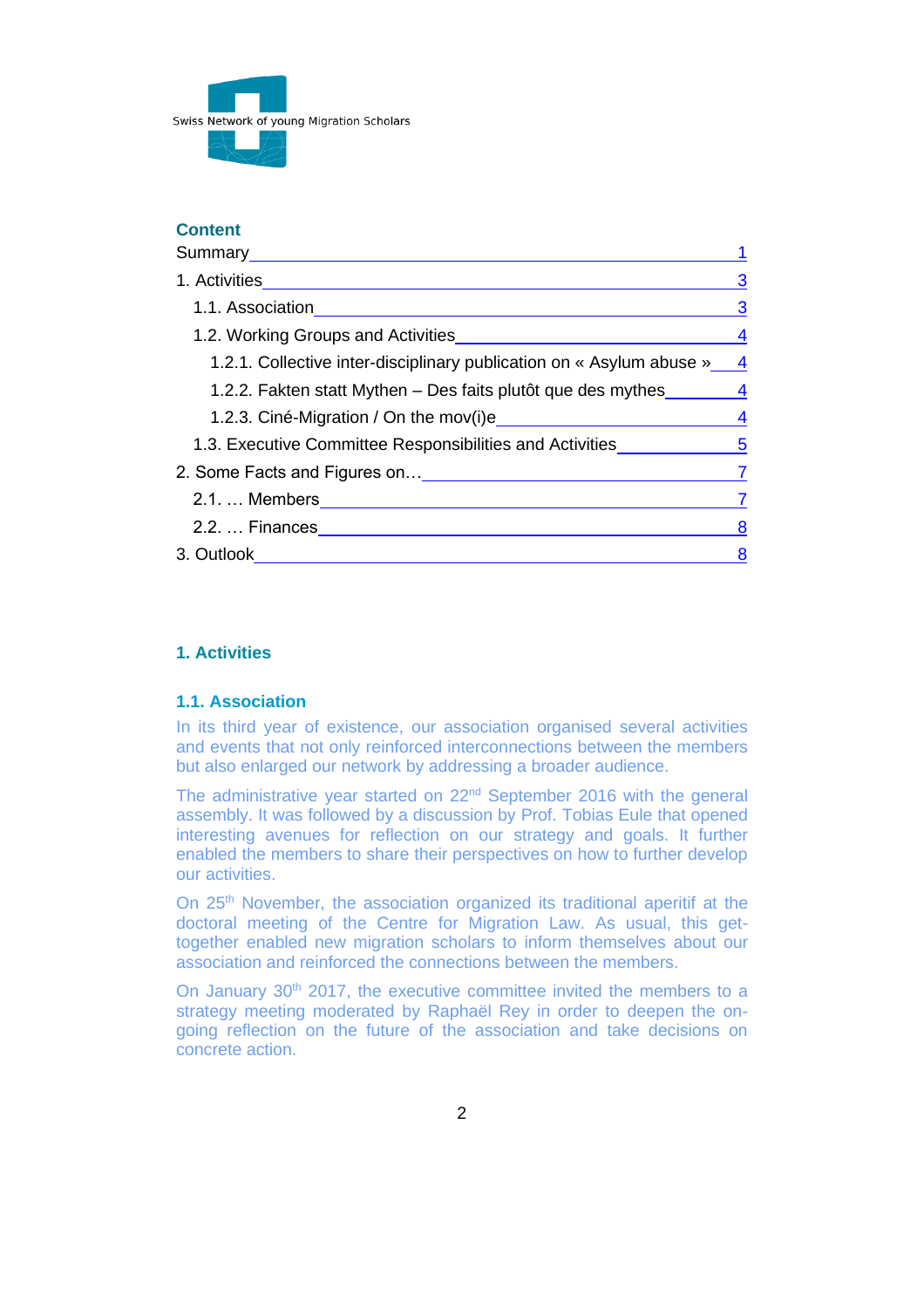Swiss Network of young Migration Scholars

## Content

- Summary 1
- 1. Activities 3
  - 1.1. Association 3
  - 1.2. Working Groups and Activities 4
    - 1.2.1. Collective inter-disciplinary publication on « Asylum abuse » 4
    - 1.2.2. Fakten statt Mythen – Des faits plutôt que des mythes 4
    - 1.2.3. Ciné-Migration / On the mov(i)e 4
  - 1.3. Executive Committee Responsibilities and Activities 5
- 2. Some Facts and Figures on… 7
  - 2.1. … Members 7
  - 2.2. … Finances 8
- 3. Outlook 8

## 1. Activities

### 1.1. Association

In its third year of existence, our association organised several activities and events that not only reinforced interconnections between the members but also enlarged our network by addressing a broader audience.

The administrative year started on 22nd September 2016 with the general assembly. It was followed by a discussion by Prof. Tobias Eule that opened interesting avenues for reflection on our strategy and goals. It further enabled the members to share their perspectives on how to further develop our activities.

On 25th November, the association organized its traditional aperitif at the doctoral meeting of the Centre for Migration Law. As usual, this get-together enabled new migration scholars to inform themselves about our association and reinforced the connections between the members.

On January 30th 2017, the executive committee invited the members to a strategy meeting moderated by Raphaël Rey in order to deepen the on-going reflection on the future of the association and take decisions on concrete action.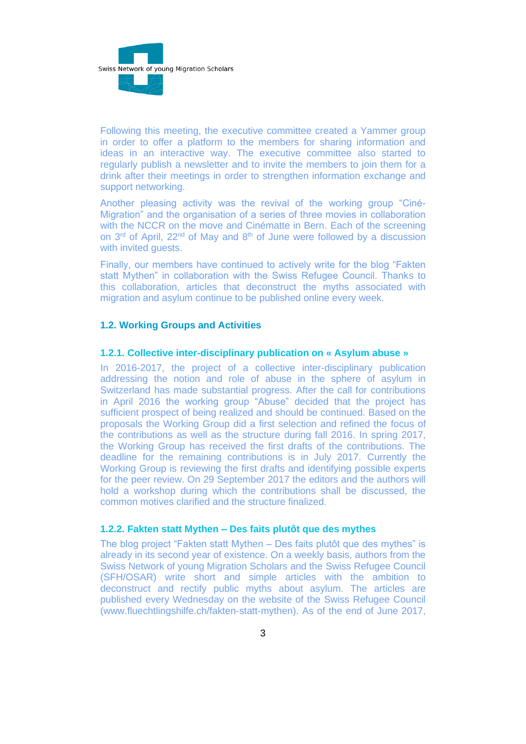Following this meeting, the executive committee created a Yammer group in order to offer a platform to the members for sharing information and ideas in an interactive way. The executive committee also started to regularly publish a newsletter and to invite the members to join them for a drink after their meetings in order to strengthen information exchange and support networking.

Another pleasing activity was the revival of the working group "Ciné-Migration" and the organisation of a series of three movies in collaboration with the NCCR on the move and Cinématte in Bern. Each of the screening on 3rd of April, 22nd of May and 8th of June were followed by a discussion with invited guests.

Finally, our members have continued to actively write for the blog "Fakten statt Mythen" in collaboration with the Swiss Refugee Council. Thanks to this collaboration, articles that deconstruct the myths associated with migration and asylum continue to be published online every week.

## 1.2. Working Groups and Activities

### 1.2.1. Collective inter-disciplinary publication on « Asylum abuse »

In 2016-2017, the project of a collective inter-disciplinary publication addressing the notion and role of abuse in the sphere of asylum in Switzerland has made substantial progress. After the call for contributions in April 2016 the working group "Abuse" decided that the project has sufficient prospect of being realized and should be continued. Based on the proposals the Working Group did a first selection and refined the focus of the contributions as well as the structure during fall 2016. In spring 2017, the Working Group has received the first drafts of the contributions. The deadline for the remaining contributions is in July 2017. Currently the Working Group is reviewing the first drafts and identifying possible experts for the peer review. On 29 September 2017 the editors and the authors will hold a workshop during which the contributions shall be discussed, the common motives clarified and the structure finalized.

### 1.2.2. Fakten statt Mythen – Des faits plutôt que des mythes

The blog project "Fakten statt Mythen – Des faits plutôt que des mythes" is already in its second year of existence. On a weekly basis, authors from the Swiss Network of young Migration Scholars and the Swiss Refugee Council (SFH/OSAR) write short and simple articles with the ambition to deconstruct and rectify public myths about asylum. The articles are published every Wednesday on the website of the Swiss Refugee Council (www.fluechtlingshilfe.ch/fakten-statt-mythen). As of the end of June 2017,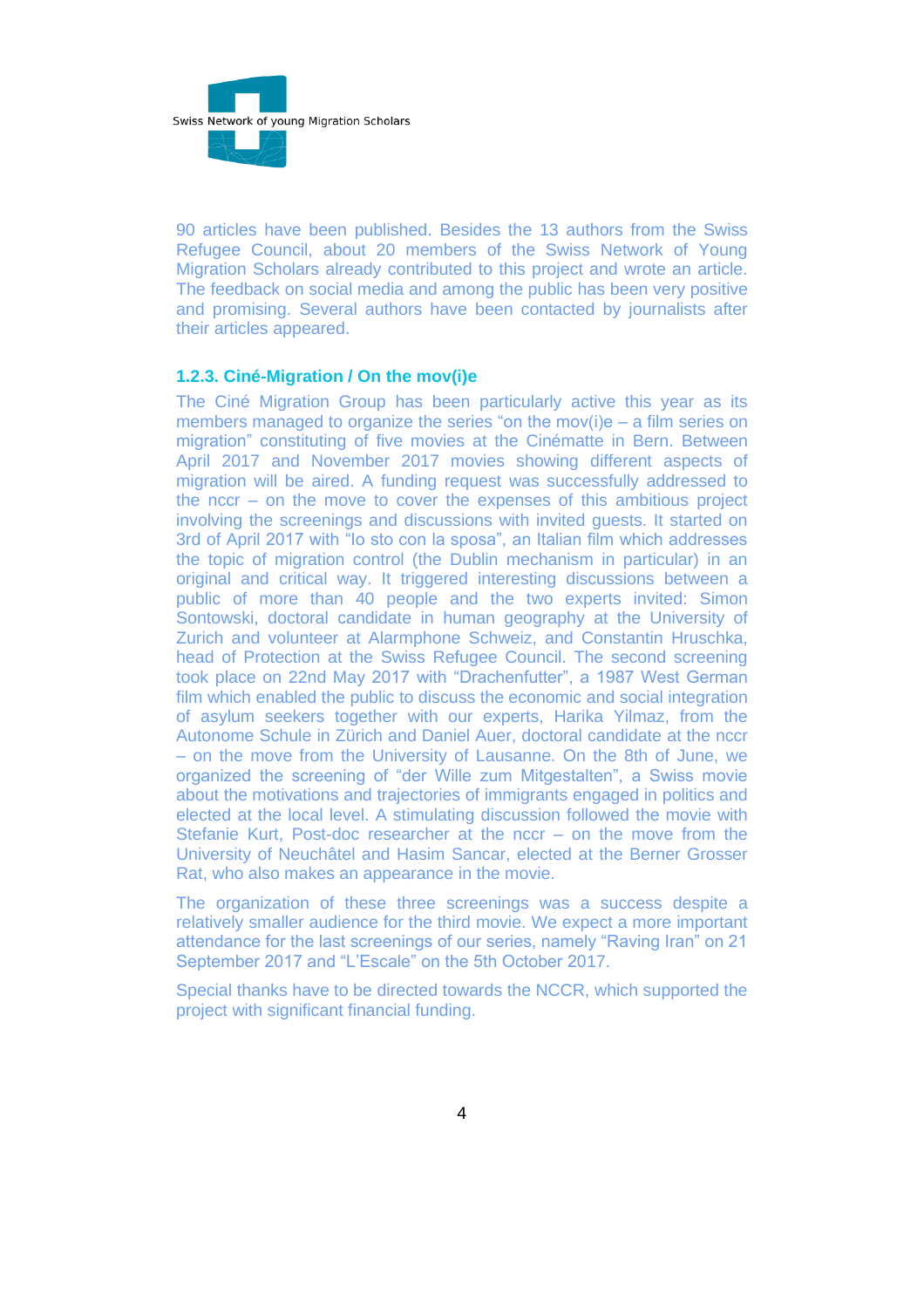90 articles have been published. Besides the 13 authors from the Swiss Refugee Council, about 20 members of the Swiss Network of Young Migration Scholars already contributed to this project and wrote an article. The feedback on social media and among the public has been very positive and promising. Several authors have been contacted by journalists after their articles appeared.

### 1.2.3. Ciné-Migration / On the mov(i)e

The Ciné Migration Group has been particularly active this year as its members managed to organize the series "on the mov(i)e – a film series on migration" constituting of five movies at the Cinématte in Bern. Between April 2017 and November 2017 movies showing different aspects of migration will be aired. A funding request was successfully addressed to the nccr – on the move to cover the expenses of this ambitious project involving the screenings and discussions with invited guests. It started on 3rd of April 2017 with "Io sto con la sposa", an Italian film which addresses the topic of migration control (the Dublin mechanism in particular) in an original and critical way. It triggered interesting discussions between a public of more than 40 people and the two experts invited: Simon Sontowski, doctoral candidate in human geography at the University of Zurich and volunteer at Alarmphone Schweiz, and Constantin Hruschka, head of Protection at the Swiss Refugee Council. The second screening took place on 22nd May 2017 with "Drachenfutter", a 1987 West German film which enabled the public to discuss the economic and social integration of asylum seekers together with our experts, Harika Yilmaz, from the Autonome Schule in Zürich and Daniel Auer, doctoral candidate at the nccr – on the move from the University of Lausanne. On the 8th of June, we organized the screening of "der Wille zum Mitgestalten", a Swiss movie about the motivations and trajectories of immigrants engaged in politics and elected at the local level. A stimulating discussion followed the movie with Stefanie Kurt, Post-doc researcher at the nccr – on the move from the University of Neuchâtel and Hasim Sancar, elected at the Berner Grosser Rat, who also makes an appearance in the movie.

The organization of these three screenings was a success despite a relatively smaller audience for the third movie. We expect a more important attendance for the last screenings of our series, namely "Raving Iran" on 21 September 2017 and "L'Escale" on the 5th October 2017.

Special thanks have to be directed towards the NCCR, which supported the project with significant financial funding.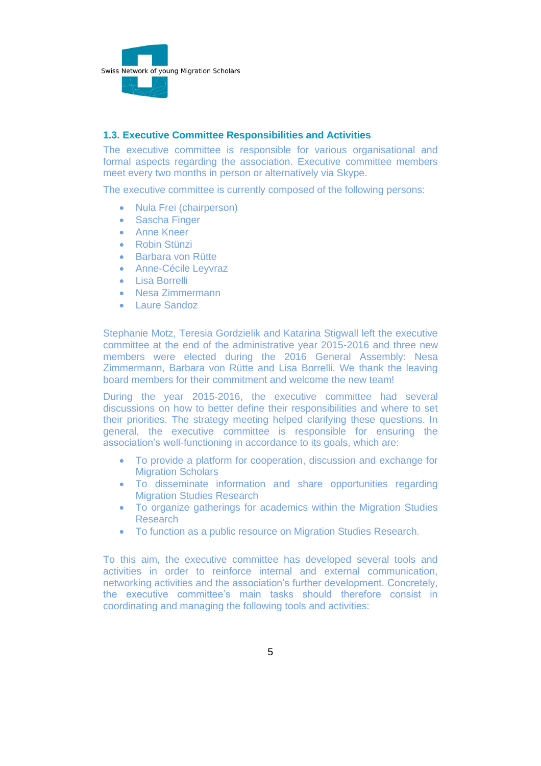### 1.3. Executive Committee Responsibilities and Activities

The executive committee is responsible for various organisational and formal aspects regarding the association. Executive committee members meet every two months in person or alternatively via Skype.

The executive committee is currently composed of the following persons:

- Nula Frei (chairperson)
- Sascha Finger
- Anne Kneer
- Robin Stünzi
- Barbara von Rütte
- Anne-Cécile Leyvraz
- Lisa Borrelli
- Nesa Zimmermann
- Laure Sandoz

Stephanie Motz, Teresia Gordzielik and Katarina Stigwall left the executive committee at the end of the administrative year 2015-2016 and three new members were elected during the 2016 General Assembly: Nesa Zimmermann, Barbara von Rütte and Lisa Borrelli. We thank the leaving board members for their commitment and welcome the new team!

During the year 2015-2016, the executive committee had several discussions on how to better define their responsibilities and where to set their priorities. The strategy meeting helped clarifying these questions. In general, the executive committee is responsible for ensuring the association's well-functioning in accordance to its goals, which are:

- To provide a platform for cooperation, discussion and exchange for Migration Scholars
- To disseminate information and share opportunities regarding Migration Studies Research
- To organize gatherings for academics within the Migration Studies Research
- To function as a public resource on Migration Studies Research.

To this aim, the executive committee has developed several tools and activities in order to reinforce internal and external communication, networking activities and the association's further development. Concretely, the executive committee's main tasks should therefore consist in coordinating and managing the following tools and activities: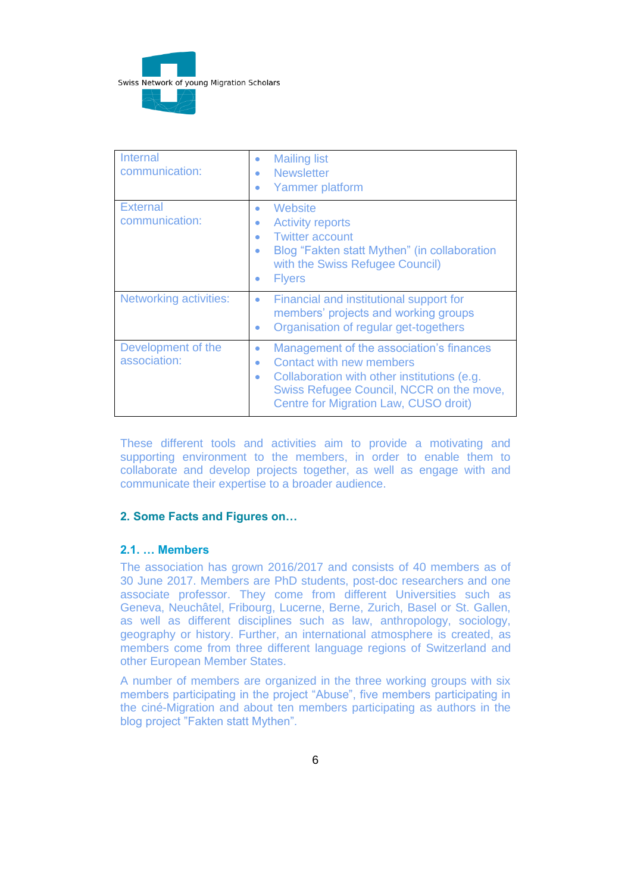| | |
|---|---|
| Internal communication: | • Mailing list<br>• Newsletter<br>• Yammer platform |
| External communication: | • Website<br>• Activity reports<br>• Twitter account<br>• Blog "Fakten statt Mythen" (in collaboration with the Swiss Refugee Council)<br>• Flyers |
| Networking activities: | • Financial and institutional support for members' projects and working groups<br>• Organisation of regular get-togethers |
| Development of the association: | • Management of the association's finances<br>• Contact with new members<br>• Collaboration with other institutions (e.g. Swiss Refugee Council, NCCR on the move, Centre for Migration Law, CUSO droit) |

These different tools and activities aim to provide a motivating and supporting environment to the members, in order to enable them to collaborate and develop projects together, as well as engage with and communicate their expertise to a broader audience.

## 2. Some Facts and Figures on…

### 2.1. … Members

The association has grown 2016/2017 and consists of 40 members as of 30 June 2017. Members are PhD students, post-doc researchers and one associate professor. They come from different Universities such as Geneva, Neuchâtel, Fribourg, Lucerne, Berne, Zurich, Basel or St. Gallen, as well as different disciplines such as law, anthropology, sociology, geography or history. Further, an international atmosphere is created, as members come from three different language regions of Switzerland and other European Member States.

A number of members are organized in the three working groups with six members participating in the project "Abuse", five members participating in the ciné-Migration and about ten members participating as authors in the blog project "Fakten statt Mythen".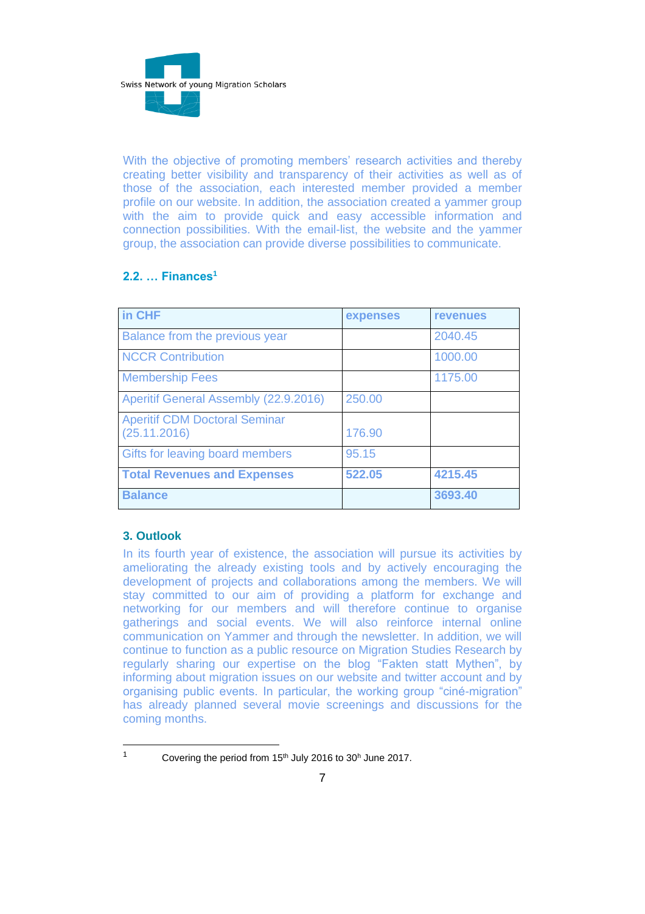With the objective of promoting members' research activities and thereby creating better visibility and transparency of their activities as well as of those of the association, each interested member provided a member profile on our website. In addition, the association created a yammer group with the aim to provide quick and easy accessible information and connection possibilities. With the email-list, the website and the yammer group, the association can provide diverse possibilities to communicate.

### 2.2. … Finances[1]

| in CHF | expenses | revenues |
|---|---|---|
| Balance from the previous year | | 2040.45 |
| NCCR Contribution | | 1000.00 |
| Membership Fees | | 1175.00 |
| Aperitif General Assembly (22.9.2016) | 250.00 | |
| Aperitif CDM Doctoral Seminar (25.11.2016) | 176.90 | |
| Gifts for leaving board members | 95.15 | |
| **Total Revenues and Expenses** | **522.05** | **4215.45** |
| **Balance** | | **3693.40** |

## 3. Outlook

In its fourth year of existence, the association will pursue its activities by ameliorating the already existing tools and by actively encouraging the development of projects and collaborations among the members. We will stay committed to our aim of providing a platform for exchange and networking for our members and will therefore continue to organise gatherings and social events. We will also reinforce internal online communication on Yammer and through the newsletter. In addition, we will continue to function as a public resource on Migration Studies Research by regularly sharing our expertise on the blog "Fakten statt Mythen", by informing about migration issues on our website and twitter account and by organising public events. In particular, the working group "ciné-migration" has already planned several movie screenings and discussions for the coming months.

---

[1] Covering the period from 15th July 2016 to 30h June 2017.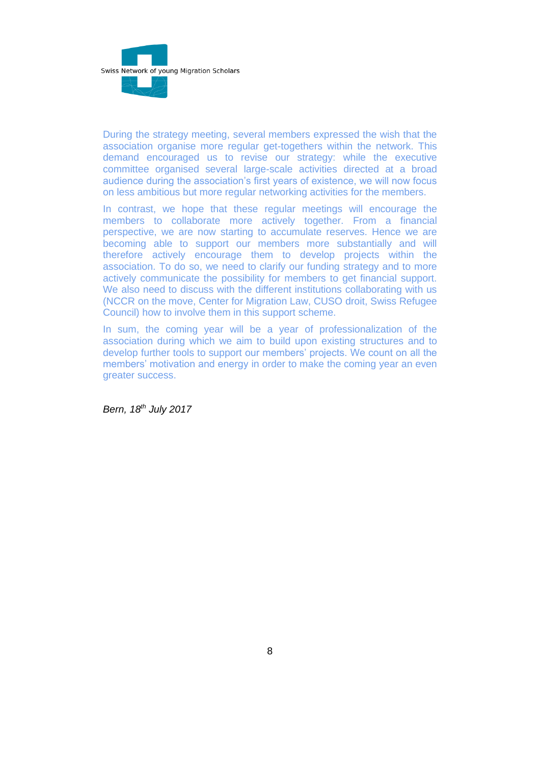During the strategy meeting, several members expressed the wish that the association organise more regular get-togethers within the network. This demand encouraged us to revise our strategy: while the executive committee organised several large-scale activities directed at a broad audience during the association's first years of existence, we will now focus on less ambitious but more regular networking activities for the members.

In contrast, we hope that these regular meetings will encourage the members to collaborate more actively together. From a financial perspective, we are now starting to accumulate reserves. Hence we are becoming able to support our members more substantially and will therefore actively encourage them to develop projects within the association. To do so, we need to clarify our funding strategy and to more actively communicate the possibility for members to get financial support. We also need to discuss with the different institutions collaborating with us (NCCR on the move, Center for Migration Law, CUSO droit, Swiss Refugee Council) how to involve them in this support scheme.

In sum, the coming year will be a year of professionalization of the association during which we aim to build upon existing structures and to develop further tools to support our members' projects. We count on all the members' motivation and energy in order to make the coming year an even greater success.

*Bern, 18th July 2017*